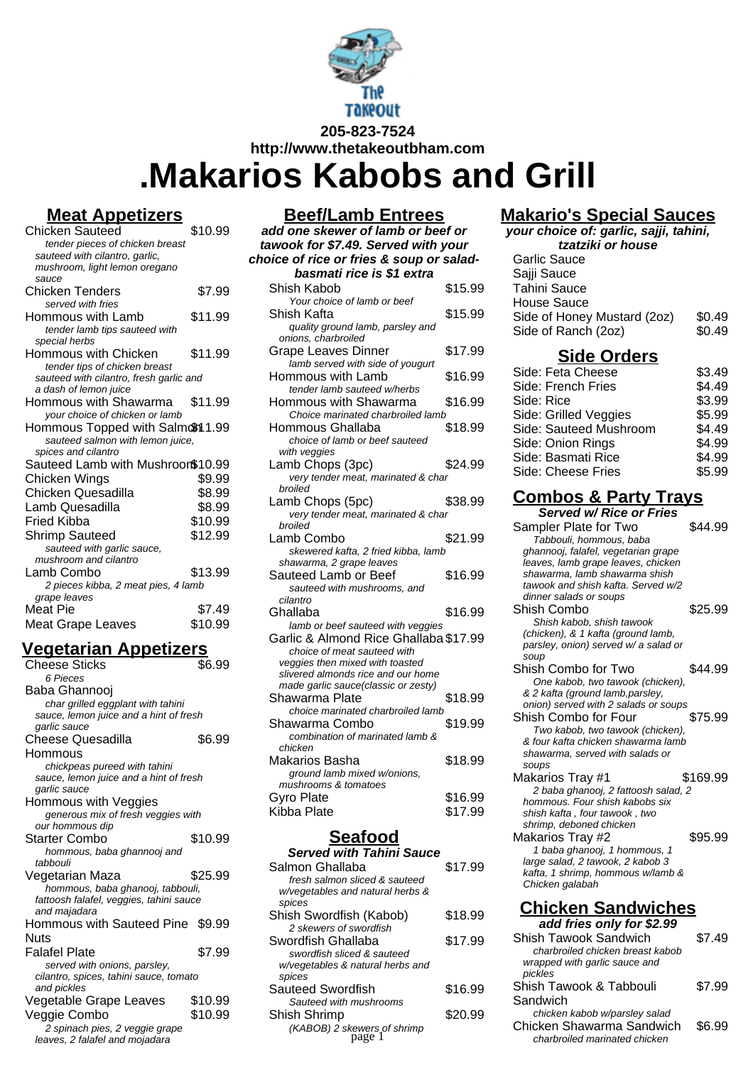205-823-7524

http://www.thetakeoutbham.com

# .Makarios Kabobs and Grill

## Meat Appetizers

| Item | Price |
|---|---|
| Chicken Sauteed<br>*tender pieces of chicken breast sauteed with cilantro, garlic, mushroom, light lemon oregano sauce* | $10.99 |
| Chicken Tenders<br>*served with fries* | $7.99 |
| Hommous with Lamb<br>*tender lamb tips sauteed with special herbs* | $11.99 |
| Hommous with Chicken<br>*tender tips of chicken breast sauteed with cilantro, fresh garlic and a dash of lemon juice* | $11.99 |
| Hommous with Shawarma<br>*your choice of chicken or lamb* | $11.99 |
| Hommous Topped with Salmon<br>*sauteed salmon with lemon juice, spices and cilantro* | $11.99 |
| Sauteed Lamb with Mushroom | $10.99 |
| Chicken Wings | $9.99 |
| Chicken Quesadilla | $8.99 |
| Lamb Quesadilla | $8.99 |
| Fried Kibba | $10.99 |
| Shrimp Sauteed<br>*sauteed with garlic sauce, mushroom and cilantro* | $12.99 |
| Lamb Combo<br>*2 pieces kibba, 2 meat pies, 4 lamb grape leaves* | $13.99 |
| Meat Pie | $7.49 |
| Meat Grape Leaves | $10.99 |

## Vegetarian Appetizers

| Item | Price |
|---|---|
| Cheese Sticks<br>*6 Pieces* | $6.99 |
| Baba Ghannooj<br>*char grilled eggplant with tahini sauce, lemon juice and a hint of fresh garlic sauce* | |
| Cheese Quesadilla | $6.99 |
| Hommous<br>*chickpeas pureed with tahini sauce, lemon juice and a hint of fresh garlic sauce* | |
| Hommous with Veggies<br>*generous mix of fresh veggies with our hommous dip* | |
| Starter Combo<br>*hommous, baba ghannooj and tabbouli* | $10.99 |
| Vegetarian Maza<br>*hommous, baba ghanooj, tabbouli, fattoosh falafel, veggies, tahini sauce and majadara* | $25.99 |
| Hommous with Sauteed Pine Nuts | $9.99 |
| Falafel Plate<br>*served with onions, parsley, cilantro, spices, tahini sauce, tomato and pickles* | $7.99 |
| Vegetable Grape Leaves | $10.99 |
| Veggie Combo<br>*2 spinach pies, 2 veggie grape leaves, 2 falafel and mojadara* | $10.99 |

## Beef/Lamb Entrees

**add one skewer of lamb or beef or tawook for $7.49. Served with your choice of rice or fries & soup or salad- basmati rice is $1 extra**

| Item | Price |
|---|---|
| Shish Kabob<br>*Your choice of lamb or beef* | $15.99 |
| Shish Kafta<br>*quality ground lamb, parsley and onions, charbroiled* | $15.99 |
| Grape Leaves Dinner<br>*lamb served with side of yougurt* | $17.99 |
| Hommous with Lamb<br>*tender lamb sauteed w/herbs* | $16.99 |
| Hommous with Shawarma<br>*Choice marinated charbroiled lamb* | $16.99 |
| Hommous Ghallaba<br>*choice of lamb or beef sauteed with veggies* | $18.99 |
| Lamb Chops (3pc)<br>*very tender meat, marinated & char broiled* | $24.99 |
| Lamb Chops (5pc)<br>*very tender meat, marinated & char broiled* | $38.99 |
| Lamb Combo<br>*skewered kafta, 2 fried kibba, lamb shawarma, 2 grape leaves* | $21.99 |
| Sauteed Lamb or Beef<br>*sauteed with mushrooms, and cilantro* | $16.99 |
| Ghallaba<br>*lamb or beef sauteed with veggies* | $16.99 |
| Garlic & Almond Rice Ghallaba<br>*choice of meat sauteed with veggies then mixed with toasted slivered almonds rice and our home made garlic sauce(classic or zesty)* | $17.99 |
| Shawarma Plate<br>*choice marinated charbroiled lamb* | $18.99 |
| Shawarma Combo<br>*combination of marinated lamb & chicken* | $19.99 |
| Makarios Basha<br>*ground lamb mixed w/onions, mushrooms & tomatoes* | $18.99 |
| Gyro Plate | $16.99 |
| Kibba Plate | $17.99 |

## Seafood

**Served with Tahini Sauce**

| Item | Price |
|---|---|
| Salmon Ghallaba<br>*fresh salmon sliced & sauteed w/vegetables and natural herbs & spices* | $17.99 |
| Shish Swordfish (Kabob)<br>*2 skewers of swordfish* | $18.99 |
| Swordfish Ghallaba<br>*swordfish sliced & sauteed w/vegetables & natural herbs and spices* | $17.99 |
| Sauteed Swordfish<br>*Sauteed with mushrooms* | $16.99 |
| Shish Shrimp<br>*(KABOB) 2 skewers of shrimp* | $20.99 |

## Makario's Special Sauces

**your choice of: garlic, sajji, tahini, tzatziki or house**

| Item | Price |
|---|---|
| Garlic Sauce | |
| Sajji Sauce | |
| Tahini Sauce | |
| House Sauce | |
| Side of Honey Mustard (2oz) | $0.49 |
| Side of Ranch (2oz) | $0.49 |

## Side Orders

| Item | Price |
|---|---|
| Side: Feta Cheese | $3.49 |
| Side: French Fries | $4.49 |
| Side: Rice | $3.99 |
| Side: Grilled Veggies | $5.99 |
| Side: Sauteed Mushroom | $4.49 |
| Side: Onion Rings | $4.99 |
| Side: Basmati Rice | $4.99 |
| Side: Cheese Fries | $5.99 |

## Combos & Party Trays

**Served w/ Rice or Fries**

| Item | Price |
|---|---|
| Sampler Plate for Two<br>*Tabbouli, hommous, baba ghannooj, falafel, vegetarian grape leaves, lamb grape leaves, chicken shawarma, lamb shawarma shish tawook and shish kafta. Served w/2 dinner salads or soups* | $44.99 |
| Shish Combo<br>*Shish kabob, shish tawook (chicken), & 1 kafta (ground lamb, parsley, onion) served w/ a salad or soup* | $25.99 |
| Shish Combo for Two<br>*One kabob, two tawook (chicken), & 2 kafta (ground lamb,parsley, onion) served with 2 salads or soups* | $44.99 |
| Shish Combo for Four<br>*Two kabob, two tawook (chicken), & four kafta chicken shawarma lamb shawarma, served with salads or soups* | $75.99 |
| Makarios Tray #1<br>*2 baba ghanooj, 2 fattoosh salad, 2 hommous. Four shish kabobs six shish kafta , four tawook , two shrimp, deboned chicken* | $169.99 |
| Makarios Tray #2<br>*1 baba ghanooj, 1 hommous, 1 large salad, 2 tawook, 2 kabob 3 kafta, 1 shrimp, hommous w/lamb & Chicken galabah* | $95.99 |

## Chicken Sandwiches

**add fries only for $2.99**

| Item | Price |
|---|---|
| Shish Tawook Sandwich<br>*charbroiled chicken breast kabob wrapped with garlic sauce and pickles* | $7.49 |
| Shish Tawook & Tabbouli Sandwich<br>*chicken kabob w/parsley salad* | $7.99 |
| Chicken Shawarma Sandwich<br>*charbroiled marinated chicken* | $6.99 |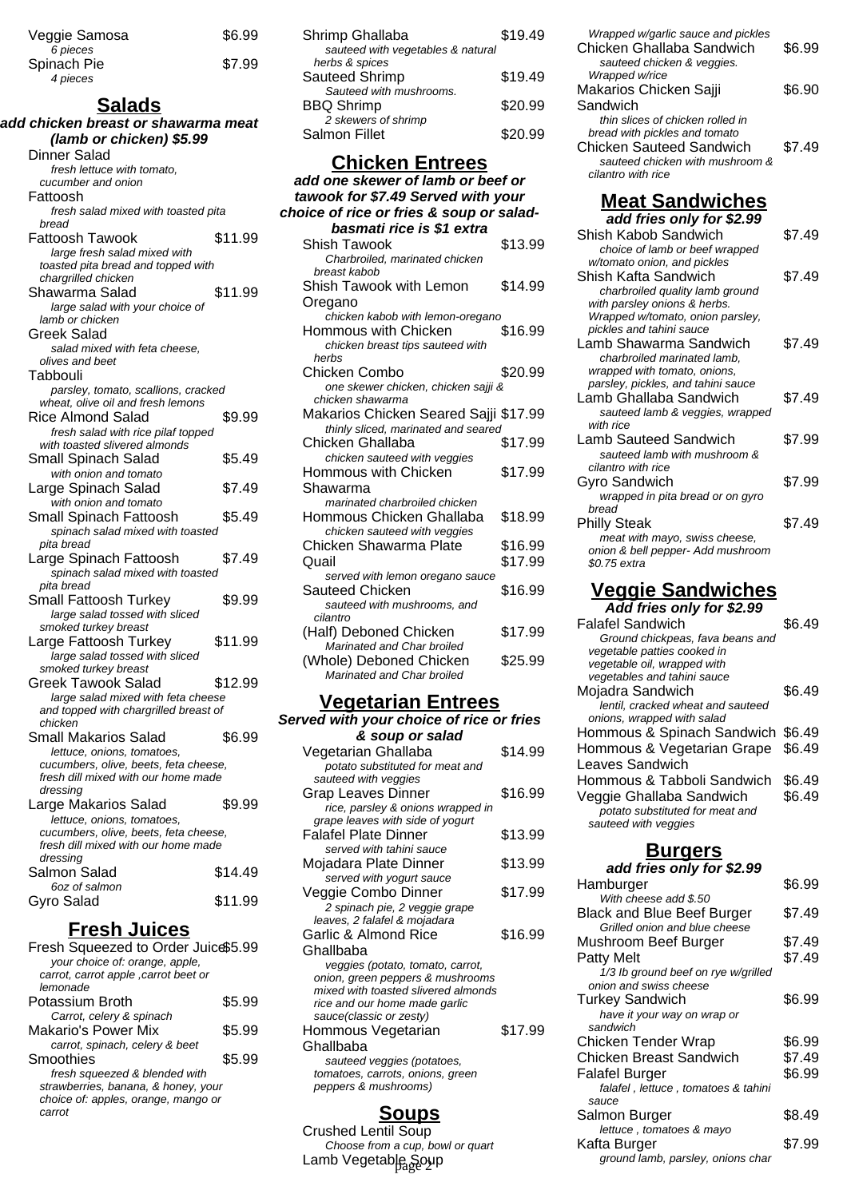Veggie Samosa $6.99
*6 pieces*

Spinach Pie $7.99
*4 pieces*

## Salads

***add chicken breast or shawarma meat (lamb or chicken) $5.99***

Dinner Salad
*fresh lettuce with tomato, cucumber and onion*

Fattoosh
*fresh salad mixed with toasted pita bread*

Fattoosh Tawook $11.99
*large fresh salad mixed with toasted pita bread and topped with chargrilled chicken*

Shawarma Salad $11.99
*large salad with your choice of lamb or chicken*

Greek Salad
*salad mixed with feta cheese, olives and beet*

Tabbouli
*parsley, tomato, scallions, cracked wheat, olive oil and fresh lemons*

Rice Almond Salad $9.99
*fresh salad with rice pilaf topped with toasted slivered almonds*

Small Spinach Salad $5.49
*with onion and tomato*

Large Spinach Salad $7.49
*with onion and tomato*

Small Spinach Fattoosh $5.49
*spinach salad mixed with toasted pita bread*

Large Spinach Fattoosh $7.49
*spinach salad mixed with toasted pita bread*

Small Fattoosh Turkey $9.99
*large salad tossed with sliced smoked turkey breast*

Large Fattoosh Turkey $11.99
*large salad tossed with sliced smoked turkey breast*

Greek Tawook Salad $12.99
*large salad mixed with feta cheese and topped with chargrilled breast of chicken*

Small Makarios Salad $6.99
*lettuce, onions, tomatoes, cucumbers, olive, beets, feta cheese, fresh dill mixed with our home made dressing*

Large Makarios Salad $9.99
*lettuce, onions, tomatoes, cucumbers, olive, beets, feta cheese, fresh dill mixed with our home made dressing*

Salmon Salad $14.49
*6oz of salmon*

Gyro Salad $11.99

## Fresh Juices

Fresh Squeezed to Order Juice $5.99
*your choice of: orange, apple, carrot, carrot apple ,carrot beet or lemonade*

Potassium Broth $5.99
*Carrot, celery & spinach*

Makario's Power Mix $5.99
*carrot, spinach, celery & beet*

Smoothies $5.99
*fresh squeezed & blended with strawberries, banana, & honey, your choice of: apples, orange, mango or carrot*

Shrimp Ghallaba $19.49
*sauteed with vegetables & natural herbs & spices*

Sauteed Shrimp $19.49
*Sauteed with mushrooms.*

BBQ Shrimp $20.99
*2 skewers of shrimp*

Salmon Fillet $20.99

## Chicken Entrees

***add one skewer of lamb or beef or tawook for $7.49 Served with your choice of rice or fries & soup or salad- basmati rice is $1 extra***

Shish Tawook $13.99
*Charbroiled, marinated chicken breast kabob*

Shish Tawook with Lemon Oregano $14.99
*chicken kabob with lemon-oregano*

Hommous with Chicken $16.99
*chicken breast tips sauteed with herbs*

Chicken Combo $20.99
*one skewer chicken, chicken sajji & chicken shawarma*

Makarios Chicken Seared Sajji $17.99
*thinly sliced, marinated and seared*

Chicken Ghallaba $17.99
*chicken sauteed with veggies*

Hommous with Chicken Shawarma $17.99
*marinated charbroiled chicken*

Hommous Chicken Ghallaba $18.99
*chicken sauteed with veggies*

Chicken Shawarma Plate $16.99

Quail $17.99
*served with lemon oregano sauce*

Sauteed Chicken $16.99
*sauteed with mushrooms, and cilantro*

(Half) Deboned Chicken $17.99
*Marinated and Char broiled*

(Whole) Deboned Chicken $25.99
*Marinated and Char broiled*

## Vegetarian Entrees

***Served with your choice of rice or fries & soup or salad***

Vegetarian Ghallaba $14.99
*potato substituted for meat and sauteed with veggies*

Grap Leaves Dinner $16.99
*rice, parsley & onions wrapped in grape leaves with side of yogurt*

Falafel Plate Dinner $13.99
*served with tahini sauce*

Mojadara Plate Dinner $13.99
*served with yogurt sauce*

Veggie Combo Dinner $17.99
*2 spinach pie, 2 veggie grape leaves, 2 falafel & mojadara*

Garlic & Almond Rice Ghallbaba $16.99
*veggies (potato, tomato, carrot, onion, green peppers & mushrooms mixed with toasted slivered almonds rice and our home made garlic sauce(classic or zesty)*

Hommous Vegetarian Ghallbaba $17.99
*sauteed veggies (potatoes, tomatoes, carrots, onions, green peppers & mushrooms)*

## Soups

Crushed Lentil Soup
*Choose from a cup, bowl or quart*

Lamb Vegetable Soup

*Wrapped w/garlic sauce and pickles*

Chicken Ghallaba Sandwich $6.99
*sauteed chicken & veggies. Wrapped w/rice*

Makarios Chicken Sajji Sandwich $6.90
*thin slices of chicken rolled in bread with pickles and tomato*

Chicken Sauteed Sandwich $7.49
*sauteed chicken with mushroom & cilantro with rice*

## Meat Sandwiches

***add fries only for $2.99***

Shish Kabob Sandwich $7.49
*choice of lamb or beef wrapped w/tomato onion, and pickles*

Shish Kafta Sandwich $7.49
*charbroiled quality lamb ground with parsley onions & herbs. Wrapped w/tomato, onion parsley, pickles and tahini sauce*

Lamb Shawarma Sandwich $7.49
*charbroiled marinated lamb, wrapped with tomato, onions, parsley, pickles, and tahini sauce*

Lamb Ghallaba Sandwich $7.49
*sauteed lamb & veggies, wrapped with rice*

Lamb Sauteed Sandwich $7.99
*sauteed lamb with mushroom & cilantro with rice*

Gyro Sandwich $7.99
*wrapped in pita bread or on gyro bread*

Philly Steak $7.49
*meat with mayo, swiss cheese, onion & bell pepper- Add mushroom $0.75 extra*

## Veggie Sandwiches

***Add fries only for $2.99***

Falafel Sandwich $6.49
*Ground chickpeas, fava beans and vegetable patties cooked in vegetable oil, wrapped with vegetables and tahini sauce*

Mojadra Sandwich $6.49
*lentil, cracked wheat and sauteed onions, wrapped with salad*

Hommous & Spinach Sandwich $6.49

Hommous & Vegetarian Grape Leaves Sandwich $6.49

Hommous & Tabboli Sandwich $6.49

Veggie Ghallaba Sandwich $6.49
*potato substituted for meat and sauteed with veggies*

## Burgers

***add fries only for $2.99***

Hamburger $6.99
*With cheese add $.50*

Black and Blue Beef Burger $7.49
*Grilled onion and blue cheese*

Mushroom Beef Burger $7.49

Patty Melt $7.49
*1/3 lb ground beef on rye w/grilled onion and swiss cheese*

Turkey Sandwich $6.99
*have it your way on wrap or sandwich*

Chicken Tender Wrap $6.99

Chicken Breast Sandwich $7.49

Falafel Burger $6.99
*falafel , lettuce , tomatoes & tahini sauce*

Salmon Burger $8.49
*lettuce , tomatoes & mayo*

Kafta Burger $7.99
*ground lamb, parsley, onions char*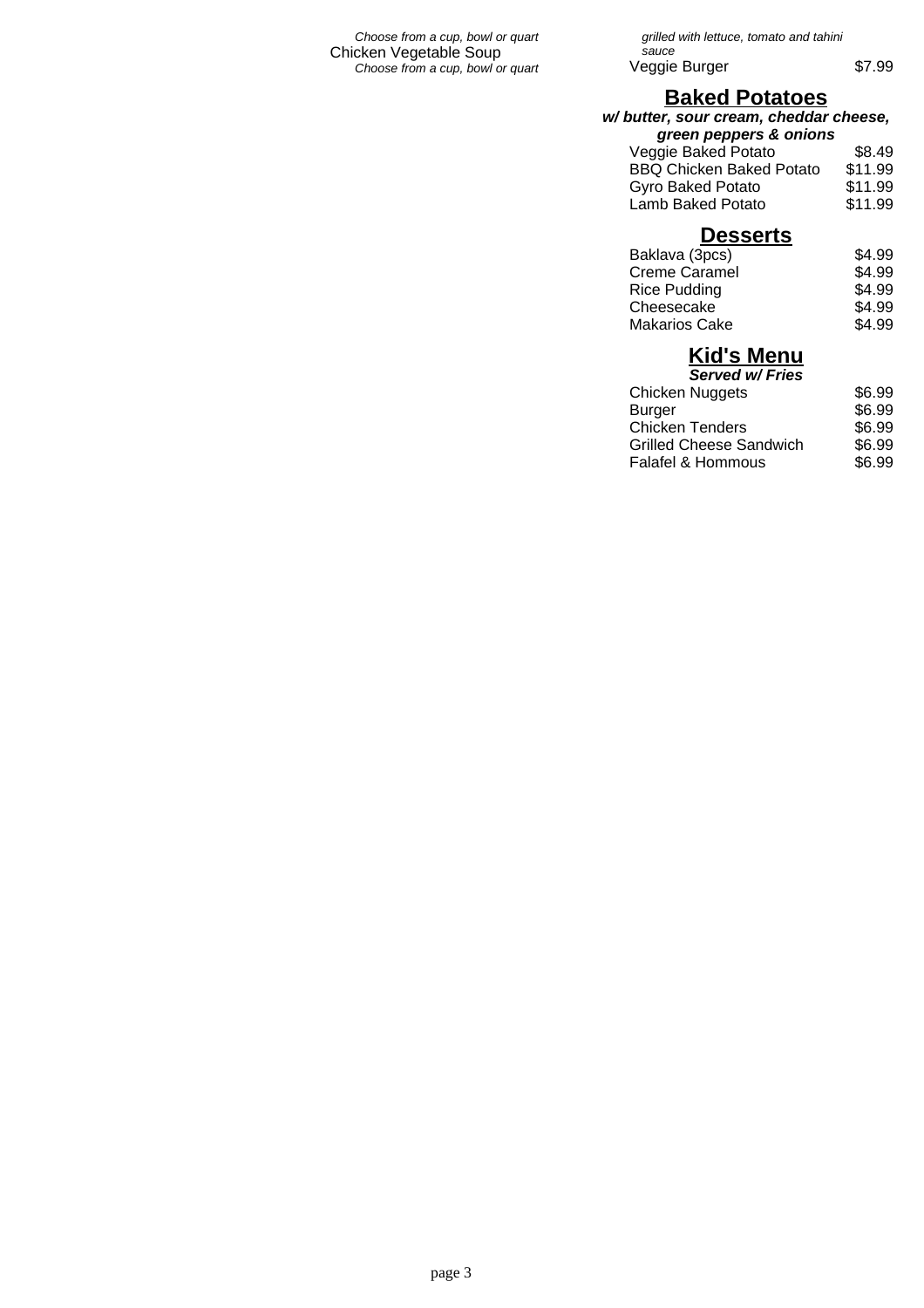*Choose from a cup, bowl or quart*

Chicken Vegetable Soup

*Choose from a cup, bowl or quart*

*grilled with lettuce, tomato and tahini sauce*

Veggie Burger $7.99

## Baked Potatoes

***w/ butter, sour cream, cheddar cheese, green peppers & onions***

| | |
|---|---|
| Veggie Baked Potato | $8.49 |
| BBQ Chicken Baked Potato | $11.99 |
| Gyro Baked Potato | $11.99 |
| Lamb Baked Potato | $11.99 |

## Desserts

| | |
|---|---|
| Baklava (3pcs) | $4.99 |
| Creme Caramel | $4.99 |
| Rice Pudding | $4.99 |
| Cheesecake | $4.99 |
| Makarios Cake | $4.99 |

## Kid's Menu

***Served w/ Fries***

| | |
|---|---|
| Chicken Nuggets | $6.99 |
| Burger | $6.99 |
| Chicken Tenders | $6.99 |
| Grilled Cheese Sandwich | $6.99 |
| Falafel & Hommous | $6.99 |